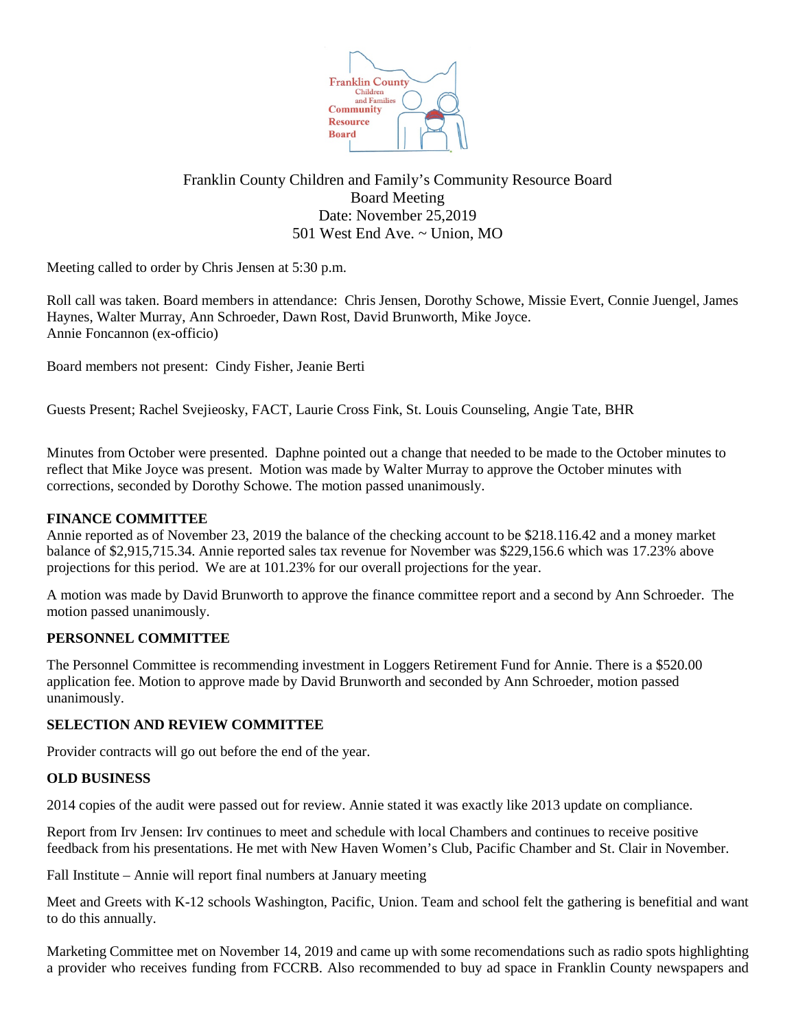Franklin County Children and Family's Community Resource Board
Board Meeting
Date: November 25,2019
501 West End Ave. ~ Union, MO

Meeting called to order by Chris Jensen at 5:30 p.m.

Roll call was taken. Board members in attendance: Chris Jensen, Dorothy Schowe, Missie Evert, Connie Juengel, James Haynes, Walter Murray, Ann Schroeder, Dawn Rost, David Brunworth, Mike Joyce.
Annie Foncannon (ex-officio)

Board members not present: Cindy Fisher, Jeanie Berti

Guests Present; Rachel Svejieosky, FACT, Laurie Cross Fink, St. Louis Counseling, Angie Tate, BHR

Minutes from October were presented. Daphne pointed out a change that needed to be made to the October minutes to reflect that Mike Joyce was present. Motion was made by Walter Murray to approve the October minutes with corrections, seconded by Dorothy Schowe. The motion passed unanimously.

**FINANCE COMMITTEE**

Annie reported as of November 23, 2019 the balance of the checking account to be $218.116.42 and a money market balance of $2,915,715.34. Annie reported sales tax revenue for November was $229,156.6 which was 17.23% above projections for this period. We are at 101.23% for our overall projections for the year.

A motion was made by David Brunworth to approve the finance committee report and a second by Ann Schroeder. The motion passed unanimously.

**PERSONNEL COMMITTEE**

The Personnel Committee is recommending investment in Loggers Retirement Fund for Annie. There is a $520.00 application fee. Motion to approve made by David Brunworth and seconded by Ann Schroeder, motion passed unanimously.

**SELECTION AND REVIEW COMMITTEE**

Provider contracts will go out before the end of the year.

**OLD BUSINESS**

2014 copies of the audit were passed out for review. Annie stated it was exactly like 2013 update on compliance.

Report from Irv Jensen: Irv continues to meet and schedule with local Chambers and continues to receive positive feedback from his presentations. He met with New Haven Women's Club, Pacific Chamber and St. Clair in November.

Fall Institute – Annie will report final numbers at January meeting

Meet and Greets with K-12 schools Washington, Pacific, Union. Team and school felt the gathering is benefitial and want to do this annually.

Marketing Committee met on November 14, 2019 and came up with some recomendations such as radio spots highlighting a provider who receives funding from FCCRB. Also recommended to buy ad space in Franklin County newspapers and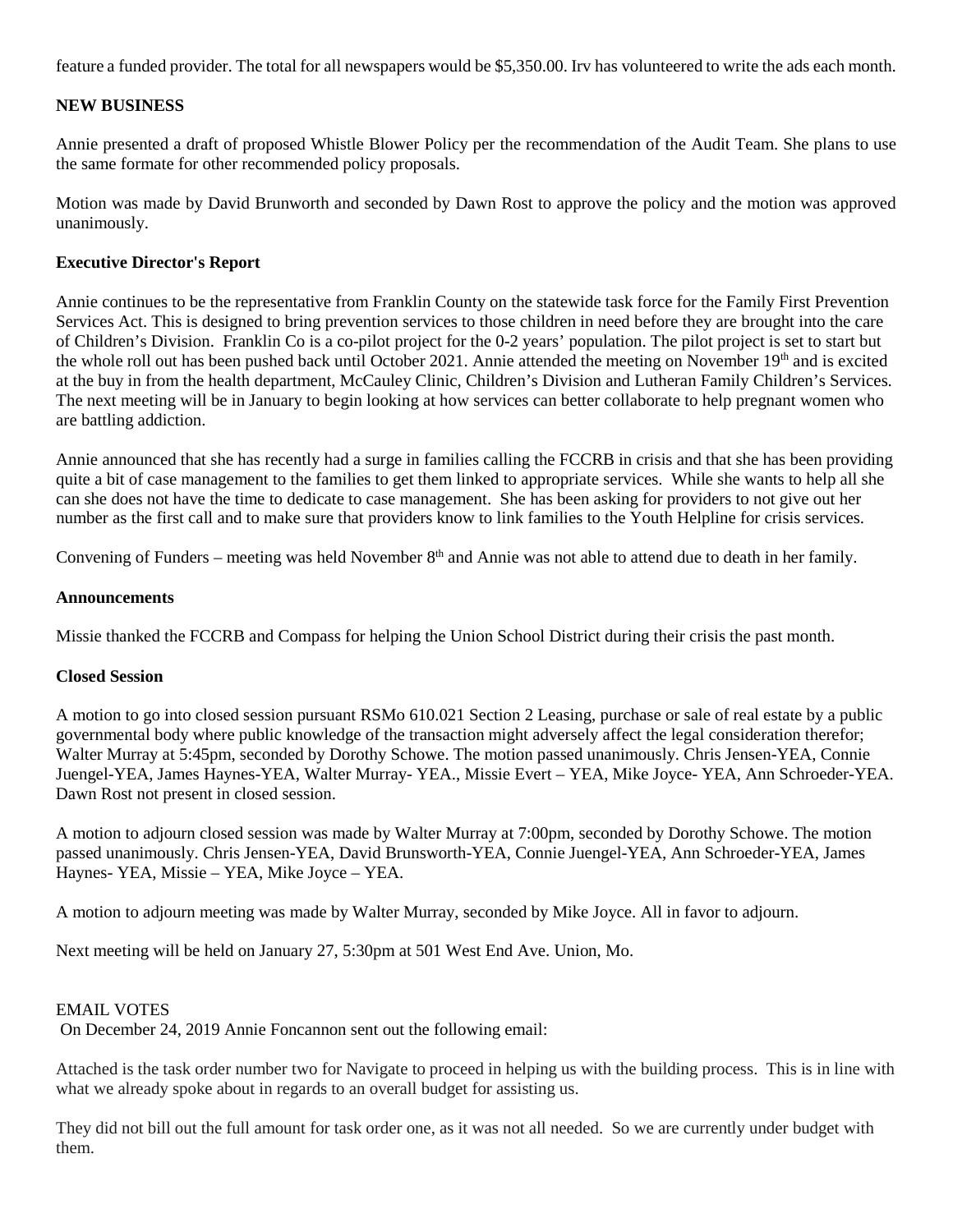feature a funded provider. The total for all newspapers would be $5,350.00. Irv has volunteered to write the ads each month.

**NEW BUSINESS**

Annie presented a draft of proposed Whistle Blower Policy per the recommendation of the Audit Team. She plans to use the same formate for other recommended policy proposals.

Motion was made by David Brunworth and seconded by Dawn Rost to approve the policy and the motion was approved unanimously.

**Executive Director's Report**

Annie continues to be the representative from Franklin County on the statewide task force for the Family First Prevention Services Act. This is designed to bring prevention services to those children in need before they are brought into the care of Children's Division. Franklin Co is a co-pilot project for the 0-2 years' population. The pilot project is set to start but the whole roll out has been pushed back until October 2021. Annie attended the meeting on November 19th and is excited at the buy in from the health department, McCauley Clinic, Children's Division and Lutheran Family Children's Services. The next meeting will be in January to begin looking at how services can better collaborate to help pregnant women who are battling addiction.

Annie announced that she has recently had a surge in families calling the FCCRB in crisis and that she has been providing quite a bit of case management to the families to get them linked to appropriate services. While she wants to help all she can she does not have the time to dedicate to case management. She has been asking for providers to not give out her number as the first call and to make sure that providers know to link families to the Youth Helpline for crisis services.

Convening of Funders – meeting was held November 8th and Annie was not able to attend due to death in her family.

**Announcements**

Missie thanked the FCCRB and Compass for helping the Union School District during their crisis the past month.

**Closed Session**

A motion to go into closed session pursuant RSMo 610.021 Section 2 Leasing, purchase or sale of real estate by a public governmental body where public knowledge of the transaction might adversely affect the legal consideration therefor; Walter Murray at 5:45pm, seconded by Dorothy Schowe. The motion passed unanimously. Chris Jensen-YEA, Connie Juengel-YEA, James Haynes-YEA, Walter Murray- YEA., Missie Evert – YEA, Mike Joyce- YEA, Ann Schroeder-YEA. Dawn Rost not present in closed session.

A motion to adjourn closed session was made by Walter Murray at 7:00pm, seconded by Dorothy Schowe. The motion passed unanimously. Chris Jensen-YEA, David Brunsworth-YEA, Connie Juengel-YEA, Ann Schroeder-YEA, James Haynes- YEA, Missie – YEA, Mike Joyce – YEA.

A motion to adjourn meeting was made by Walter Murray, seconded by Mike Joyce. All in favor to adjourn.

Next meeting will be held on January 27, 5:30pm at 501 West End Ave. Union, Mo.

EMAIL VOTES

On December 24, 2019 Annie Foncannon sent out the following email:

Attached is the task order number two for Navigate to proceed in helping us with the building process. This is in line with what we already spoke about in regards to an overall budget for assisting us.

They did not bill out the full amount for task order one, as it was not all needed. So we are currently under budget with them.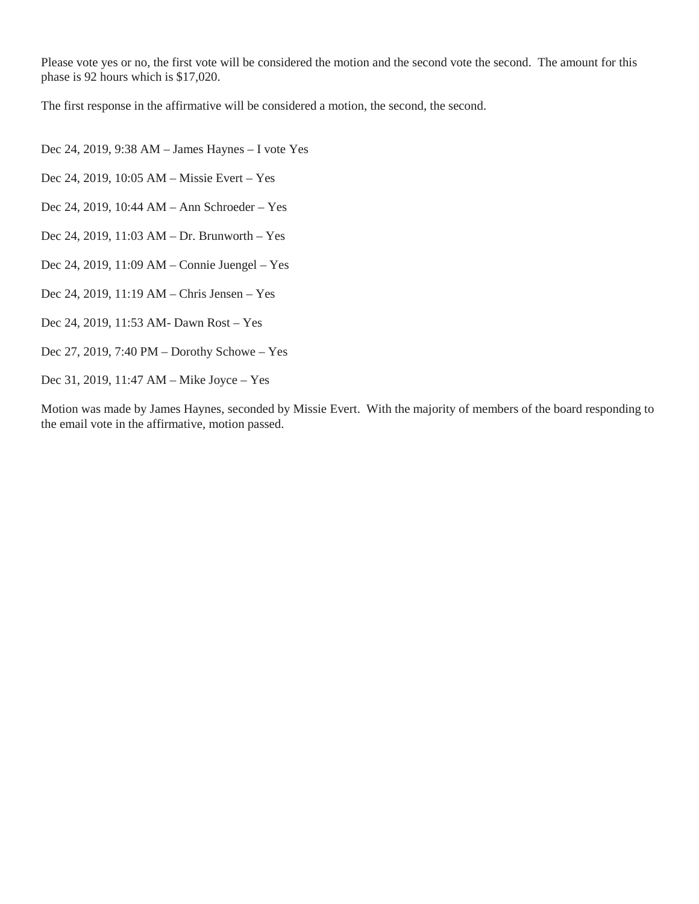Please vote yes or no, the first vote will be considered the motion and the second vote the second. The amount for this phase is 92 hours which is $17,020.

The first response in the affirmative will be considered a motion, the second, the second.

Dec 24, 2019, 9:38 AM – James Haynes – I vote Yes

Dec 24, 2019, 10:05 AM – Missie Evert – Yes

Dec 24, 2019, 10:44 AM – Ann Schroeder – Yes

Dec 24, 2019, 11:03 AM – Dr. Brunworth – Yes

Dec 24, 2019, 11:09 AM – Connie Juengel – Yes

Dec 24, 2019, 11:19 AM – Chris Jensen – Yes

Dec 24, 2019, 11:53 AM- Dawn Rost – Yes

Dec 27, 2019, 7:40 PM – Dorothy Schowe – Yes

Dec 31, 2019, 11:47 AM – Mike Joyce – Yes

Motion was made by James Haynes, seconded by Missie Evert. With the majority of members of the board responding to the email vote in the affirmative, motion passed.